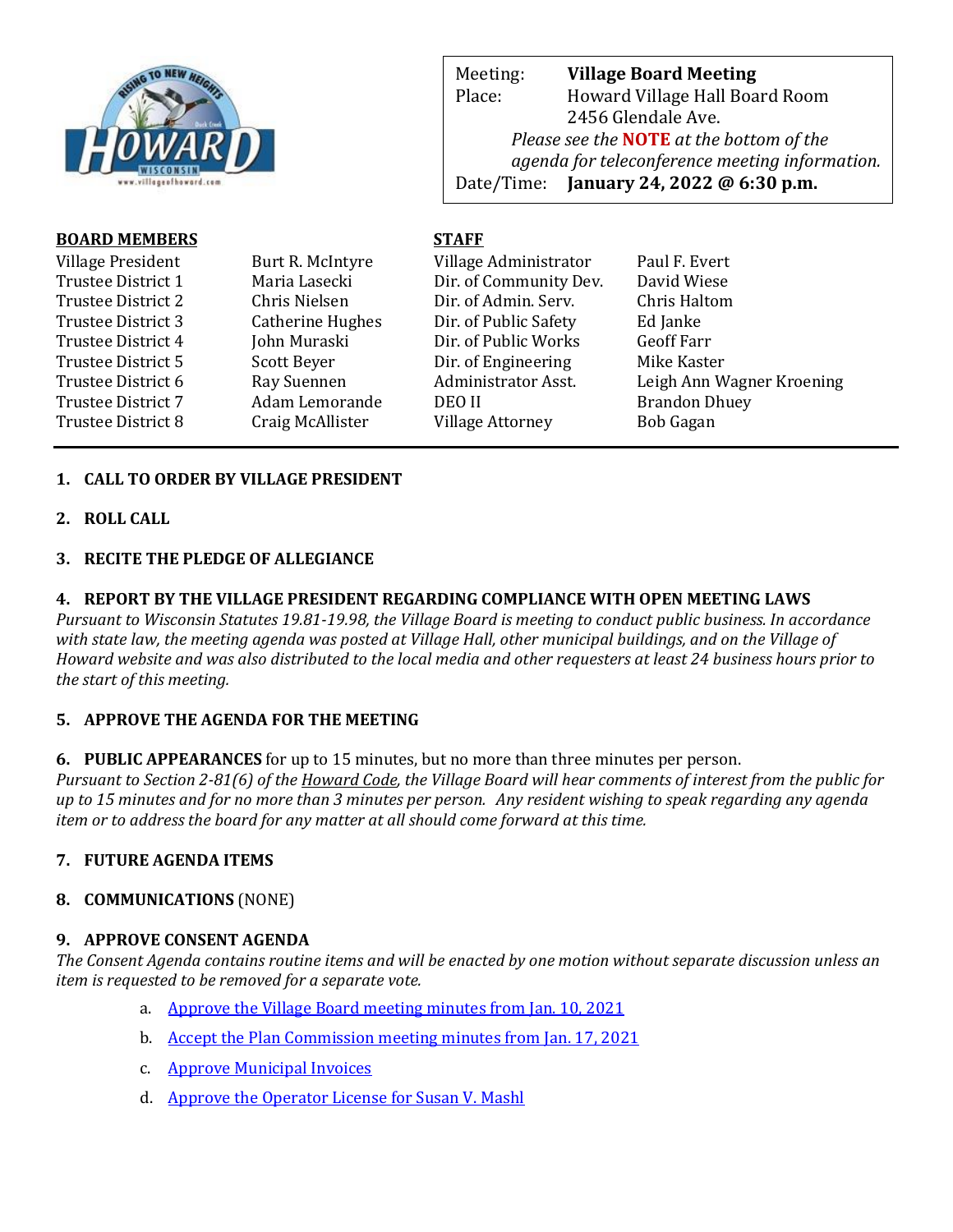| Meeting: | **Village Board Meeting** |
|---|---|
| Place: | Howard Village Hall Board Room 2456 Glendale Ave. |
| | *Please see the* **NOTE** *at the bottom of the agenda for teleconference meeting information.* |
| Date/Time: | **January 24, 2022 @ 6:30 p.m.** |

**BOARD MEMBERS**

| | |
|---|---|
| Village President | Burt R. McIntyre |
| Trustee District 1 | Maria Lasecki |
| Trustee District 2 | Chris Nielsen |
| Trustee District 3 | Catherine Hughes |
| Trustee District 4 | John Muraski |
| Trustee District 5 | Scott Beyer |
| Trustee District 6 | Ray Suennen |
| Trustee District 7 | Adam Lemorande |
| Trustee District 8 | Craig McAllister |

**STAFF**

| | |
|---|---|
| Village Administrator | Paul F. Evert |
| Dir. of Community Dev. | David Wiese |
| Dir. of Admin. Serv. | Chris Haltom |
| Dir. of Public Safety | Ed Janke |
| Dir. of Public Works | Geoff Farr |
| Dir. of Engineering | Mike Kaster |
| Administrator Asst. | Leigh Ann Wagner Kroening |
| DEO II | Brandon Dhuey |
| Village Attorney | Bob Gagan |

**1. CALL TO ORDER BY VILLAGE PRESIDENT**

**2. ROLL CALL**

**3. RECITE THE PLEDGE OF ALLEGIANCE**

**4. REPORT BY THE VILLAGE PRESIDENT REGARDING COMPLIANCE WITH OPEN MEETING LAWS**
*Pursuant to Wisconsin Statutes 19.81-19.98, the Village Board is meeting to conduct public business. In accordance with state law, the meeting agenda was posted at Village Hall, other municipal buildings, and on the Village of Howard website and was also distributed to the local media and other requesters at least 24 business hours prior to the start of this meeting.*

**5. APPROVE THE AGENDA FOR THE MEETING**

**6. PUBLIC APPEARANCES** for up to 15 minutes, but no more than three minutes per person.
*Pursuant to Section 2-81(6) of the Howard Code, the Village Board will hear comments of interest from the public for up to 15 minutes and for no more than 3 minutes per person. Any resident wishing to speak regarding any agenda item or to address the board for any matter at all should come forward at this time.*

**7. FUTURE AGENDA ITEMS**

**8. COMMUNICATIONS** (NONE)

**9. APPROVE CONSENT AGENDA**
*The Consent Agenda contains routine items and will be enacted by one motion without separate discussion unless an item is requested to be removed for a separate vote.*

a. Approve the Village Board meeting minutes from Jan. 10, 2021
b. Accept the Plan Commission meeting minutes from Jan. 17, 2021
c. Approve Municipal Invoices
d. Approve the Operator License for Susan V. Mashl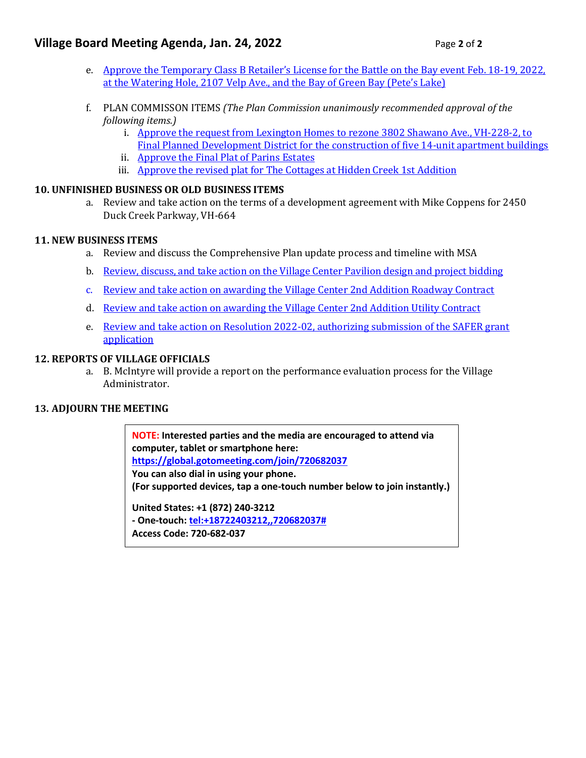e. Approve the Temporary Class B Retailer's License for the Battle on the Bay event Feb. 18-19, 2022, at the Watering Hole, 2107 Velp Ave., and the Bay of Green Bay (Pete's Lake)

f. PLAN COMMISSON ITEMS *(The Plan Commission unanimously recommended approval of the following items.)*
   i. Approve the request from Lexington Homes to rezone 3802 Shawano Ave., VH-228-2, to Final Planned Development District for the construction of five 14-unit apartment buildings
   ii. Approve the Final Plat of Parins Estates
   iii. Approve the revised plat for The Cottages at Hidden Creek 1st Addition

**10. UNFINISHED BUSINESS OR OLD BUSINESS ITEMS**

a. Review and take action on the terms of a development agreement with Mike Coppens for 2450 Duck Creek Parkway, VH-664

**11. NEW BUSINESS ITEMS**

a. Review and discuss the Comprehensive Plan update process and timeline with MSA

b. Review, discuss, and take action on the Village Center Pavilion design and project bidding

c. Review and take action on awarding the Village Center 2nd Addition Roadway Contract

d. Review and take action on awarding the Village Center 2nd Addition Utility Contract

e. Review and take action on Resolution 2022-02, authorizing submission of the SAFER grant application

**12. REPORTS OF VILLAGE OFFICIALS**

a. B. McIntyre will provide a report on the performance evaluation process for the Village Administrator.

**13. ADJOURN THE MEETING**

**NOTE: Interested parties and the media are encouraged to attend via computer, tablet or smartphone here:**
**https://global.gotomeeting.com/join/720682037**
**You can also dial in using your phone.**
**(For supported devices, tap a one-touch number below to join instantly.)**

**United States: +1 (872) 240-3212**
**- One-touch: tel:+18722403212,,720682037#**
**Access Code: 720-682-037**